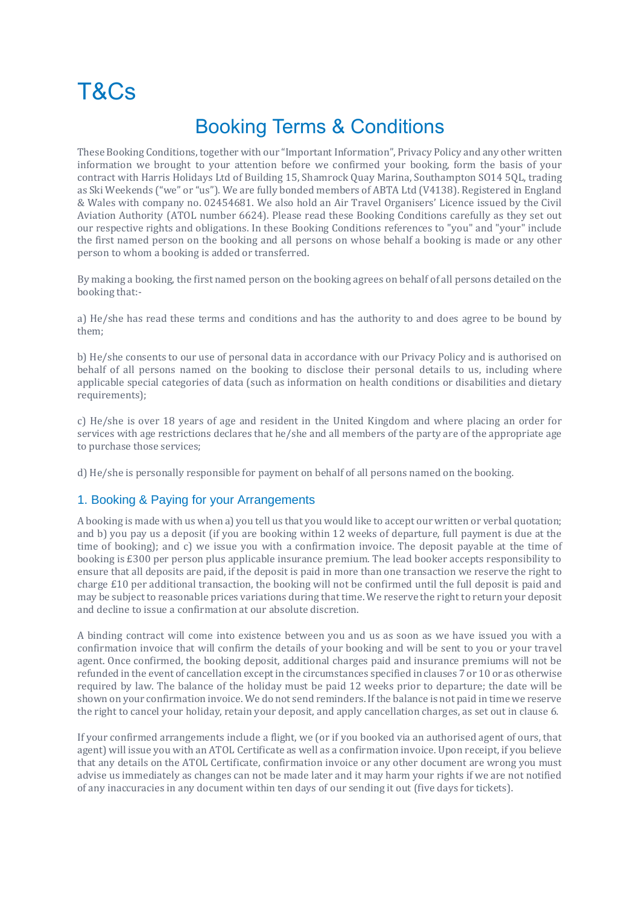# T&Cs

## Booking Terms & Conditions

These Booking Conditions, together with our "Important Information", Privacy Policy and any other written information we brought to your attention before we confirmed your booking, form the basis of your contract with Harris Holidays Ltd of Building 15, Shamrock Quay Marina, Southampton SO14 5QL, trading as Ski Weekends ("we" or "us"). We are fully bonded members of ABTA Ltd (V4138). Registered in England & Wales with company no. 02454681. We also hold an Air Travel Organisers' Licence issued by the Civil Aviation Authority (ATOL number 6624). Please read these Booking Conditions carefully as they set out our respective rights and obligations. In these Booking Conditions references to "you" and "your" include the first named person on the booking and all persons on whose behalf a booking is made or any other person to whom a booking is added or transferred.

By making a booking, the first named person on the booking agrees on behalf of all persons detailed on the booking that:-

a) He/she has read these terms and conditions and has the authority to and does agree to be bound by them;

b) He/she consents to our use of personal data in accordance with our Privacy Policy and is authorised on behalf of all persons named on the booking to disclose their personal details to us, including where applicable special categories of data (such as information on health conditions or disabilities and dietary requirements);

c) He/she is over 18 years of age and resident in the United Kingdom and where placing an order for services with age restrictions declares that he/she and all members of the party are of the appropriate age to purchase those services;

d) He/she is personally responsible for payment on behalf of all persons named on the booking.

### 1. Booking & Paying for your Arrangements

A booking is made with us when a) you tell us that you would like to accept our written or verbal quotation; and b) you pay us a deposit (if you are booking within 12 weeks of departure, full payment is due at the time of booking); and c) we issue you with a confirmation invoice. The deposit payable at the time of booking is £300 per person plus applicable insurance premium. The lead booker accepts responsibility to ensure that all deposits are paid, if the deposit is paid in more than one transaction we reserve the right to charge £10 per additional transaction, the booking will not be confirmed until the full deposit is paid and may be subject to reasonable prices variations during that time. We reserve the right to return your deposit and decline to issue a confirmation at our absolute discretion.

A binding contract will come into existence between you and us as soon as we have issued you with a confirmation invoice that will confirm the details of your booking and will be sent to you or your travel agent. Once confirmed, the booking deposit, additional charges paid and insurance premiums will not be refunded in the event of cancellation except in the circumstances specified in clauses 7 or 10 or as otherwise required by law. The balance of the holiday must be paid 12 weeks prior to departure; the date will be shown on your confirmation invoice. We do not send reminders. If the balance is not paid in time we reserve the right to cancel your holiday, retain your deposit, and apply cancellation charges, as set out in clause 6.

If your confirmed arrangements include a flight, we (or if you booked via an authorised agent of ours, that agent) will issue you with an ATOL Certificate as well as a confirmation invoice. Upon receipt, if you believe that any details on the ATOL Certificate, confirmation invoice or any other document are wrong you must advise us immediately as changes can not be made later and it may harm your rights if we are not notified of any inaccuracies in any document within ten days of our sending it out (five days for tickets).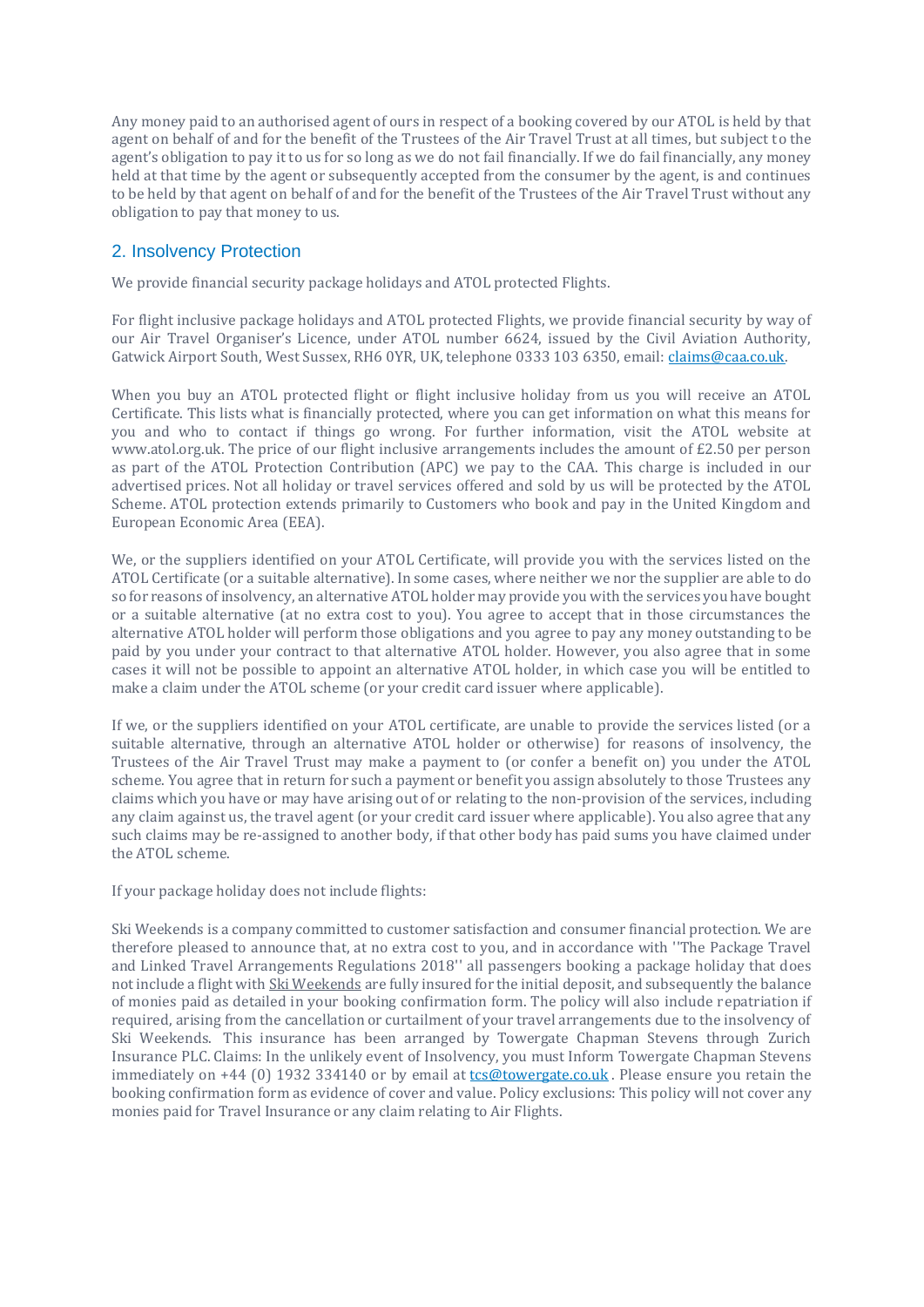Any money paid to an authorised agent of ours in respect of a booking covered by our ATOL is held by that agent on behalf of and for the benefit of the Trustees of the Air Travel Trust at all times, but subject to the agent's obligation to pay it to us for so long as we do not fail financially. If we do fail financially, any money held at that time by the agent or subsequently accepted from the consumer by the agent, is and continues to be held by that agent on behalf of and for the benefit of the Trustees of the Air Travel Trust without any obligation to pay that money to us.

## 2. Insolvency Protection

We provide financial security package holidays and ATOL protected Flights.

For flight inclusive package holidays and ATOL protected Flights, we provide financial security by way of our Air Travel Organiser's Licence, under ATOL number 6624, issued by the Civil Aviation Authority, Gatwick Airport South, West Sussex, RH6 0YR, UK, telephone 0333 103 6350, email: claims@caa.co.uk.

When you buy an ATOL protected flight or flight inclusive holiday from us you will receive an ATOL Certificate. This lists what is financially protected, where you can get information on what this means for you and who to contact if things go wrong. For further information, visit the ATOL website at www.atol.org.uk. The price of our flight inclusive arrangements includes the amount of £2.50 per person as part of the ATOL Protection Contribution (APC) we pay to the CAA. This charge is included in our advertised prices. Not all holiday or travel services offered and sold by us will be protected by the ATOL Scheme. ATOL protection extends primarily to Customers who book and pay in the United Kingdom and European Economic Area (EEA).

We, or the suppliers identified on your ATOL Certificate, will provide you with the services listed on the ATOL Certificate (or a suitable alternative). In some cases, where neither we nor the supplier are able to do so for reasons of insolvency, an alternative ATOL holder may provide you with the services you have bought or a suitable alternative (at no extra cost to you). You agree to accept that in those circumstances the alternative ATOL holder will perform those obligations and you agree to pay any money outstanding to be paid by you under your contract to that alternative ATOL holder. However, you also agree that in some cases it will not be possible to appoint an alternative ATOL holder, in which case you will be entitled to make a claim under the ATOL scheme (or your credit card issuer where applicable).

If we, or the suppliers identified on your ATOL certificate, are unable to provide the services listed (or a suitable alternative, through an alternative ATOL holder or otherwise) for reasons of insolvency, the Trustees of the Air Travel Trust may make a payment to (or confer a benefit on) you under the ATOL scheme. You agree that in return for such a payment or benefit you assign absolutely to those Trustees any claims which you have or may have arising out of or relating to the non-provision of the services, including any claim against us, the travel agent (or your credit card issuer where applicable). You also agree that any such claims may be re-assigned to another body, if that other body has paid sums you have claimed under the ATOL scheme.

If your package holiday does not include flights:

Ski Weekends is a company committed to customer satisfaction and consumer financial protection. We are therefore pleased to announce that, at no extra cost to you, and in accordance with ''The Package Travel and Linked Travel Arrangements Regulations 2018'' all passengers booking a package holiday that does not include a flight with Ski Weekends are fully insured for the initial deposit, and subsequently the balance of monies paid as detailed in your booking confirmation form. The policy will also include repatriation if required, arising from the cancellation or curtailment of your travel arrangements due to the insolvency of Ski Weekends. This insurance has been arranged by Towergate Chapman Stevens through Zurich Insurance PLC. Claims: In the unlikely event of Insolvency, you must Inform Towergate Chapman Stevens immediately on +44 (0) 1932 334140 or by email at tcs@towergate.co.uk . Please ensure you retain the booking confirmation form as evidence of cover and value. Policy exclusions: This policy will not cover any monies paid for Travel Insurance or any claim relating to Air Flights.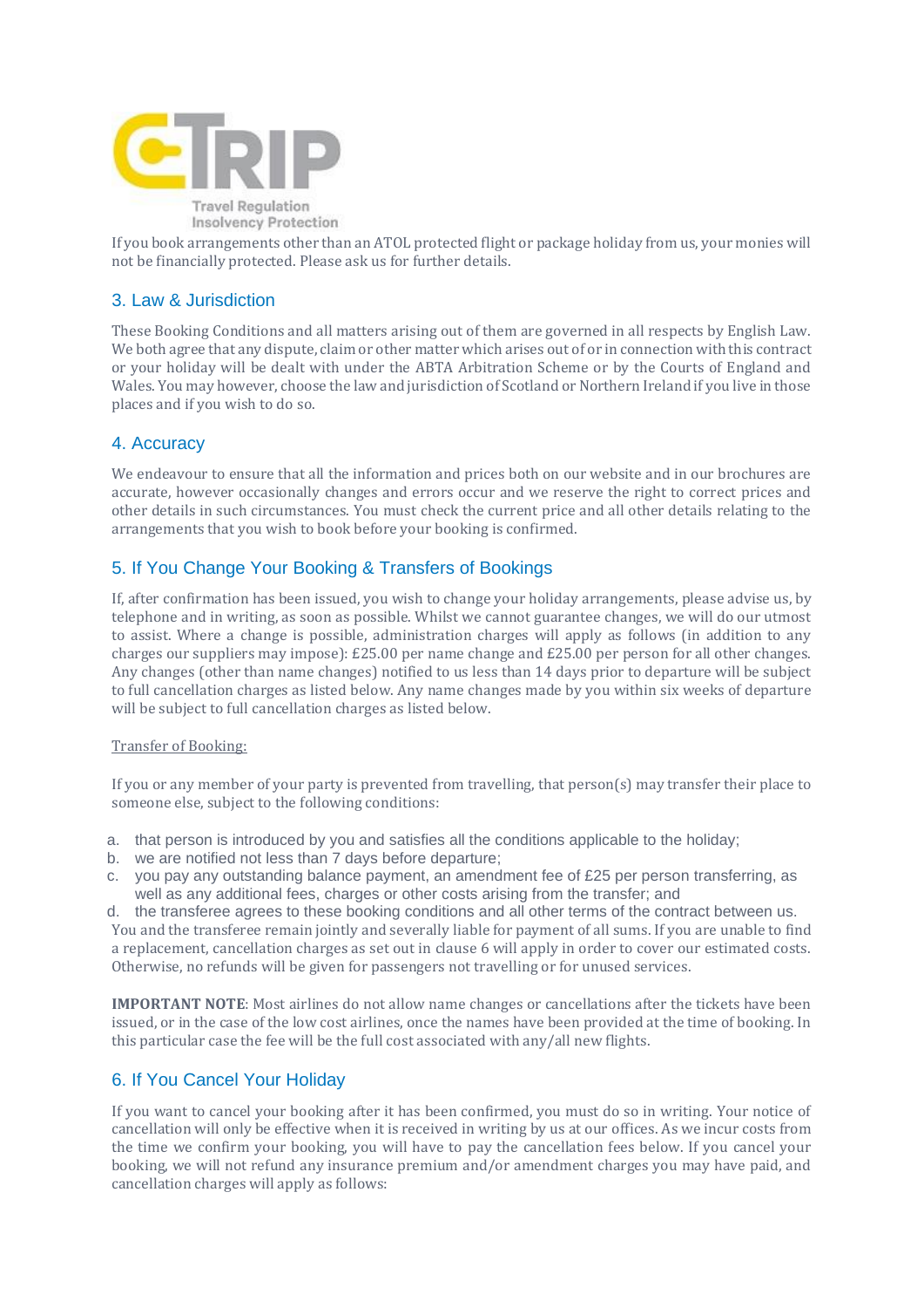If you book arrangements other than an ATOL protected flight or package holiday from us, your monies will not be financially protected. Please ask us for further details.

## 3. Law & Jurisdiction

These Booking Conditions and all matters arising out of them are governed in all respects by English Law. We both agree that any dispute, claim or other matter which arises out of or in connection with this contract or your holiday will be dealt with under the ABTA Arbitration Scheme or by the Courts of England and Wales. You may however, choose the law and jurisdiction of Scotland or Northern Ireland if you live in those places and if you wish to do so.

## 4. Accuracy

We endeavour to ensure that all the information and prices both on our website and in our brochures are accurate, however occasionally changes and errors occur and we reserve the right to correct prices and other details in such circumstances. You must check the current price and all other details relating to the arrangements that you wish to book before your booking is confirmed.

## 5. If You Change Your Booking & Transfers of Bookings

If, after confirmation has been issued, you wish to change your holiday arrangements, please advise us, by telephone and in writing, as soon as possible. Whilst we cannot guarantee changes, we will do our utmost to assist. Where a change is possible, administration charges will apply as follows (in addition to any charges our suppliers may impose): £25.00 per name change and £25.00 per person for all other changes. Any changes (other than name changes) notified to us less than 14 days prior to departure will be subject to full cancellation charges as listed below. Any name changes made by you within six weeks of departure will be subject to full cancellation charges as listed below.

Transfer of Booking:

If you or any member of your party is prevented from travelling, that person(s) may transfer their place to someone else, subject to the following conditions:

a. that person is introduced by you and satisfies all the conditions applicable to the holiday;
b. we are notified not less than 7 days before departure;
c. you pay any outstanding balance payment, an amendment fee of £25 per person transferring, as well as any additional fees, charges or other costs arising from the transfer; and
d. the transferee agrees to these booking conditions and all other terms of the contract between us.

You and the transferee remain jointly and severally liable for payment of all sums. If you are unable to find a replacement, cancellation charges as set out in clause 6 will apply in order to cover our estimated costs. Otherwise, no refunds will be given for passengers not travelling or for unused services.

**IMPORTANT NOTE**: Most airlines do not allow name changes or cancellations after the tickets have been issued, or in the case of the low cost airlines, once the names have been provided at the time of booking. In this particular case the fee will be the full cost associated with any/all new flights.

## 6. If You Cancel Your Holiday

If you want to cancel your booking after it has been confirmed, you must do so in writing. Your notice of cancellation will only be effective when it is received in writing by us at our offices. As we incur costs from the time we confirm your booking, you will have to pay the cancellation fees below. If you cancel your booking, we will not refund any insurance premium and/or amendment charges you may have paid, and cancellation charges will apply as follows: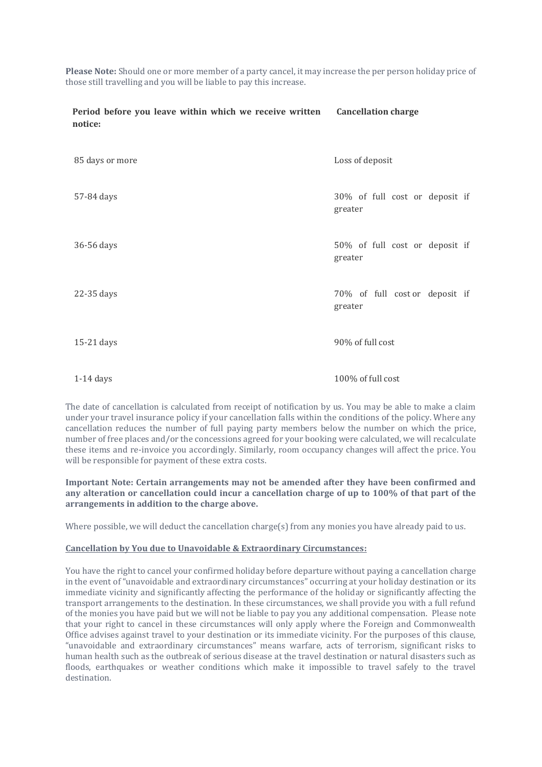**Please Note:** Should one or more member of a party cancel, it may increase the per person holiday price of those still travelling and you will be liable to pay this increase.

| Period before you leave within which we receive written notice: | Cancellation charge |
|---|---|
| 85 days or more | Loss of deposit |
| 57-84 days | 30% of full cost or deposit if greater |
| 36-56 days | 50% of full cost or deposit if greater |
| 22-35 days | 70% of full cost or deposit if greater |
| 15-21 days | 90% of full cost |
| 1-14 days | 100% of full cost |

The date of cancellation is calculated from receipt of notification by us. You may be able to make a claim under your travel insurance policy if your cancellation falls within the conditions of the policy. Where any cancellation reduces the number of full paying party members below the number on which the price, number of free places and/or the concessions agreed for your booking were calculated, we will recalculate these items and re-invoice you accordingly. Similarly, room occupancy changes will affect the price. You will be responsible for payment of these extra costs.

**Important Note: Certain arrangements may not be amended after they have been confirmed and any alteration or cancellation could incur a cancellation charge of up to 100% of that part of the arrangements in addition to the charge above.**

Where possible, we will deduct the cancellation charge(s) from any monies you have already paid to us.

**Cancellation by You due to Unavoidable & Extraordinary Circumstances:**

You have the right to cancel your confirmed holiday before departure without paying a cancellation charge in the event of "unavoidable and extraordinary circumstances" occurring at your holiday destination or its immediate vicinity and significantly affecting the performance of the holiday or significantly affecting the transport arrangements to the destination. In these circumstances, we shall provide you with a full refund of the monies you have paid but we will not be liable to pay you any additional compensation. Please note that your right to cancel in these circumstances will only apply where the Foreign and Commonwealth Office advises against travel to your destination or its immediate vicinity. For the purposes of this clause, "unavoidable and extraordinary circumstances" means warfare, acts of terrorism, significant risks to human health such as the outbreak of serious disease at the travel destination or natural disasters such as floods, earthquakes or weather conditions which make it impossible to travel safely to the travel destination.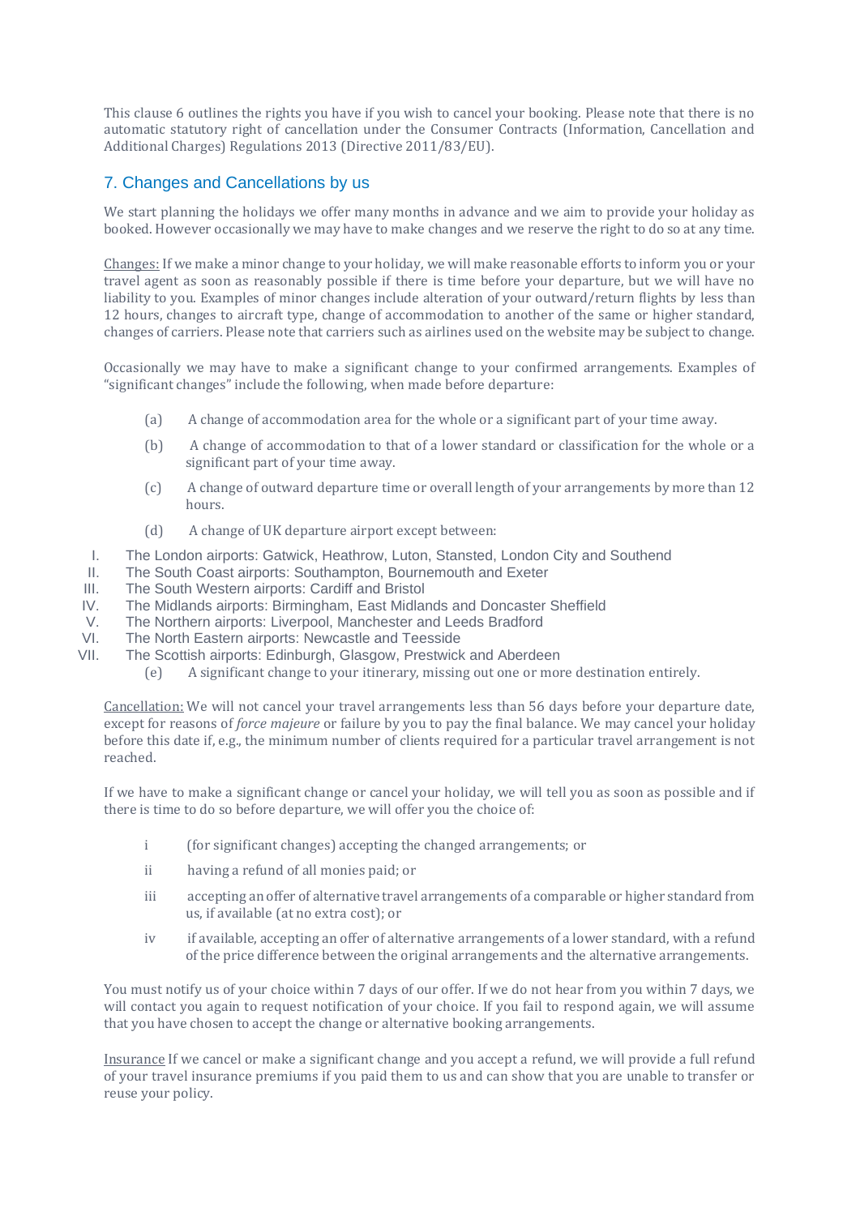This clause 6 outlines the rights you have if you wish to cancel your booking. Please note that there is no automatic statutory right of cancellation under the Consumer Contracts (Information, Cancellation and Additional Charges) Regulations 2013 (Directive 2011/83/EU).

## 7. Changes and Cancellations by us

We start planning the holidays we offer many months in advance and we aim to provide your holiday as booked. However occasionally we may have to make changes and we reserve the right to do so at any time.

<u>Changes:</u> If we make a minor change to your holiday, we will make reasonable efforts to inform you or your travel agent as soon as reasonably possible if there is time before your departure, but we will have no liability to you. Examples of minor changes include alteration of your outward/return flights by less than 12 hours, changes to aircraft type, change of accommodation to another of the same or higher standard, changes of carriers. Please note that carriers such as airlines used on the website may be subject to change.

Occasionally we may have to make a significant change to your confirmed arrangements. Examples of "significant changes" include the following, when made before departure:

(a) A change of accommodation area for the whole or a significant part of your time away.

(b) A change of accommodation to that of a lower standard or classification for the whole or a significant part of your time away.

(c) A change of outward departure time or overall length of your arrangements by more than 12 hours.

(d) A change of UK departure airport except between:

I. The London airports: Gatwick, Heathrow, Luton, Stansted, London City and Southend
II. The South Coast airports: Southampton, Bournemouth and Exeter
III. The South Western airports: Cardiff and Bristol
IV. The Midlands airports: Birmingham, East Midlands and Doncaster Sheffield
V. The Northern airports: Liverpool, Manchester and Leeds Bradford
VI. The North Eastern airports: Newcastle and Teesside
VII. The Scottish airports: Edinburgh, Glasgow, Prestwick and Aberdeen

(e) A significant change to your itinerary, missing out one or more destination entirely.

<u>Cancellation:</u> We will not cancel your travel arrangements less than 56 days before your departure date, except for reasons of *force majeure* or failure by you to pay the final balance. We may cancel your holiday before this date if, e.g., the minimum number of clients required for a particular travel arrangement is not reached.

If we have to make a significant change or cancel your holiday, we will tell you as soon as possible and if there is time to do so before departure, we will offer you the choice of:

i (for significant changes) accepting the changed arrangements; or

ii having a refund of all monies paid; or

iii accepting an offer of alternative travel arrangements of a comparable or higher standard from us, if available (at no extra cost); or

iv if available, accepting an offer of alternative arrangements of a lower standard, with a refund of the price difference between the original arrangements and the alternative arrangements.

You must notify us of your choice within 7 days of our offer. If we do not hear from you within 7 days, we will contact you again to request notification of your choice. If you fail to respond again, we will assume that you have chosen to accept the change or alternative booking arrangements.

<u>Insurance</u> If we cancel or make a significant change and you accept a refund, we will provide a full refund of your travel insurance premiums if you paid them to us and can show that you are unable to transfer or reuse your policy.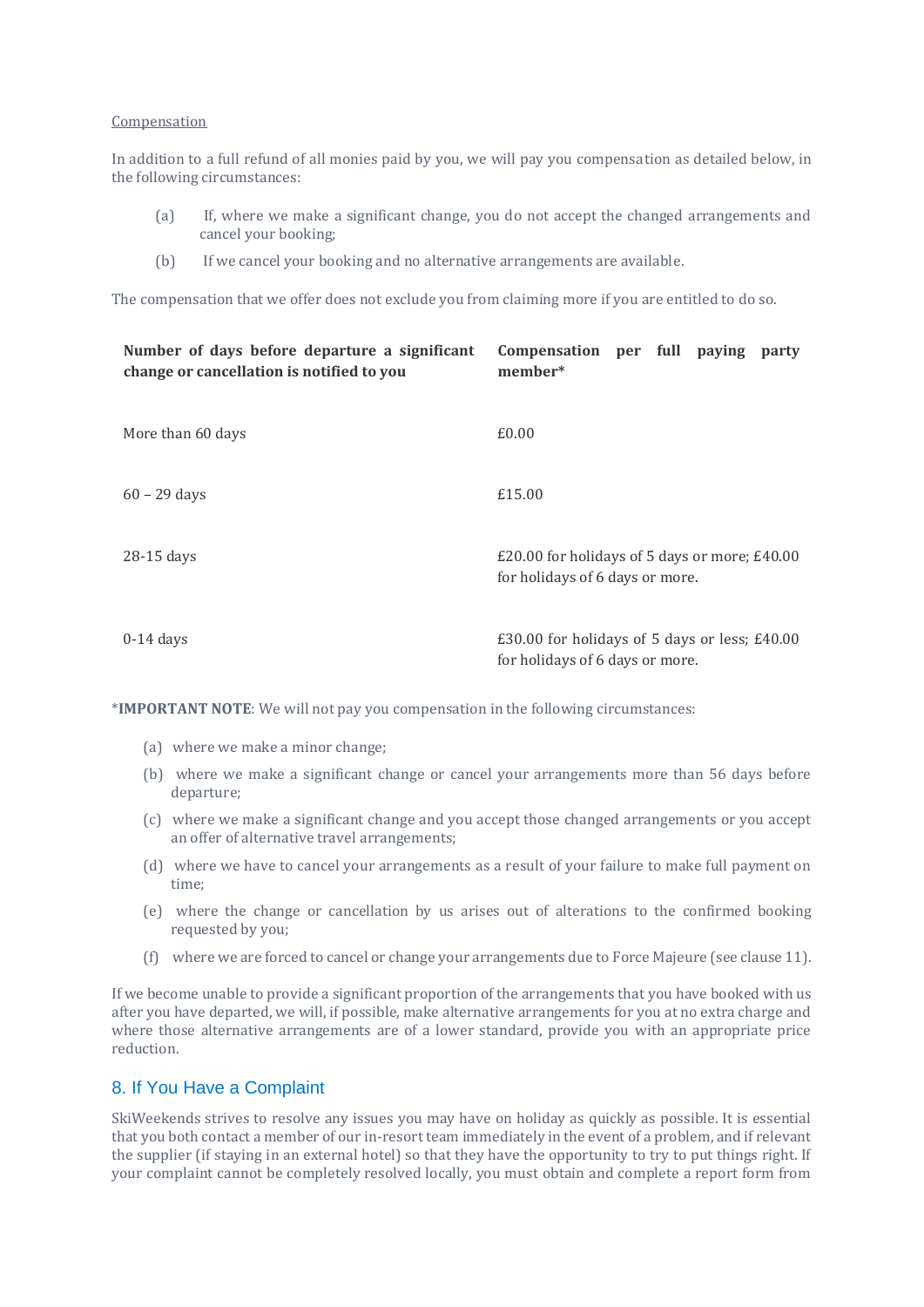Compensation

In addition to a full refund of all monies paid by you, we will pay you compensation as detailed below, in the following circumstances:

(a) If, where we make a significant change, you do not accept the changed arrangements and cancel your booking;

(b) If we cancel your booking and no alternative arrangements are available.

The compensation that we offer does not exclude you from claiming more if you are entitled to do so.

| Number of days before departure a significant change or cancellation is notified to you | Compensation per full paying party member* |
| --- | --- |
| More than 60 days | £0.00 |
| 60 – 29 days | £15.00 |
| 28-15 days | £20.00 for holidays of 5 days or more; £40.00 for holidays of 6 days or more. |
| 0-14 days | £30.00 for holidays of 5 days or less; £40.00 for holidays of 6 days or more. |

***IMPORTANT NOTE**: We will not pay you compensation in the following circumstances:

(a) where we make a minor change;

(b) where we make a significant change or cancel your arrangements more than 56 days before departure;

(c) where we make a significant change and you accept those changed arrangements or you accept an offer of alternative travel arrangements;

(d) where we have to cancel your arrangements as a result of your failure to make full payment on time;

(e) where the change or cancellation by us arises out of alterations to the confirmed booking requested by you;

(f) where we are forced to cancel or change your arrangements due to Force Majeure (see clause 11).

If we become unable to provide a significant proportion of the arrangements that you have booked with us after you have departed, we will, if possible, make alternative arrangements for you at no extra charge and where those alternative arrangements are of a lower standard, provide you with an appropriate price reduction.

## 8. If You Have a Complaint

SkiWeekends strives to resolve any issues you may have on holiday as quickly as possible. It is essential that you both contact a member of our in-resort team immediately in the event of a problem, and if relevant the supplier (if staying in an external hotel) so that they have the opportunity to try to put things right. If your complaint cannot be completely resolved locally, you must obtain and complete a report form from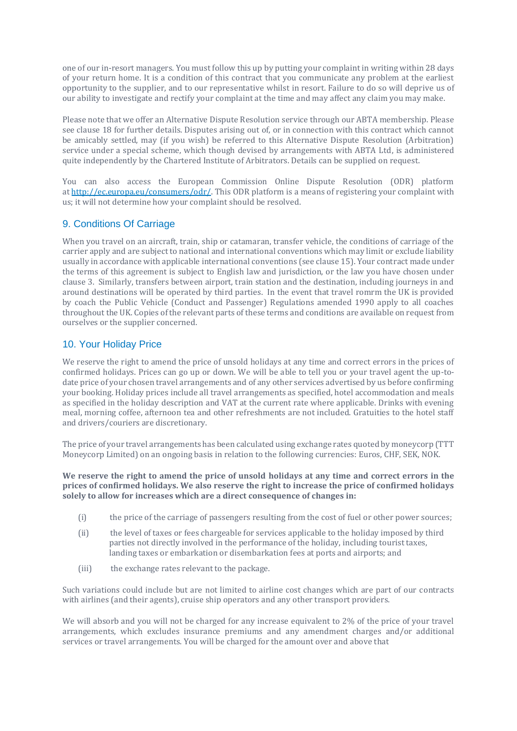one of our in-resort managers. You must follow this up by putting your complaint in writing within 28 days of your return home. It is a condition of this contract that you communicate any problem at the earliest opportunity to the supplier, and to our representative whilst in resort. Failure to do so will deprive us of our ability to investigate and rectify your complaint at the time and may affect any claim you may make.

Please note that we offer an Alternative Dispute Resolution service through our ABTA membership. Please see clause 18 for further details. Disputes arising out of, or in connection with this contract which cannot be amicably settled, may (if you wish) be referred to this Alternative Dispute Resolution (Arbitration) service under a special scheme, which though devised by arrangements with ABTA Ltd, is administered quite independently by the Chartered Institute of Arbitrators. Details can be supplied on request.

You can also access the European Commission Online Dispute Resolution (ODR) platform at [http://ec.europa.eu/consumers/odr/](http://ec.europa.eu/consumers/odr/). This ODR platform is a means of registering your complaint with us; it will not determine how your complaint should be resolved.

## 9. Conditions Of Carriage

When you travel on an aircraft, train, ship or catamaran, transfer vehicle, the conditions of carriage of the carrier apply and are subject to national and international conventions which may limit or exclude liability usually in accordance with applicable international conventions (see clause 15). Your contract made under the terms of this agreement is subject to English law and jurisdiction, or the law you have chosen under clause 3. Similarly, transfers between airport, train station and the destination, including journeys in and around destinations will be operated by third parties. In the event that travel romrm the UK is provided by coach the Public Vehicle (Conduct and Passenger) Regulations amended 1990 apply to all coaches throughout the UK. Copies of the relevant parts of these terms and conditions are available on request from ourselves or the supplier concerned.

## 10. Your Holiday Price

We reserve the right to amend the price of unsold holidays at any time and correct errors in the prices of confirmed holidays. Prices can go up or down. We will be able to tell you or your travel agent the up-to-date price of your chosen travel arrangements and of any other services advertised by us before confirming your booking. Holiday prices include all travel arrangements as specified, hotel accommodation and meals as specified in the holiday description and VAT at the current rate where applicable. Drinks with evening meal, morning coffee, afternoon tea and other refreshments are not included. Gratuities to the hotel staff and drivers/couriers are discretionary.

The price of your travel arrangements has been calculated using exchange rates quoted by moneycorp (TTT Moneycorp Limited) on an ongoing basis in relation to the following currencies: Euros, CHF, SEK, NOK.

**We reserve the right to amend the price of unsold holidays at any time and correct errors in the prices of confirmed holidays. We also reserve the right to increase the price of confirmed holidays solely to allow for increases which are a direct consequence of changes in:**

(i) the price of the carriage of passengers resulting from the cost of fuel or other power sources;

(ii) the level of taxes or fees chargeable for services applicable to the holiday imposed by third parties not directly involved in the performance of the holiday, including tourist taxes, landing taxes or embarkation or disembarkation fees at ports and airports; and

(iii) the exchange rates relevant to the package.

Such variations could include but are not limited to airline cost changes which are part of our contracts with airlines (and their agents), cruise ship operators and any other transport providers.

We will absorb and you will not be charged for any increase equivalent to 2% of the price of your travel arrangements, which excludes insurance premiums and any amendment charges and/or additional services or travel arrangements. You will be charged for the amount over and above that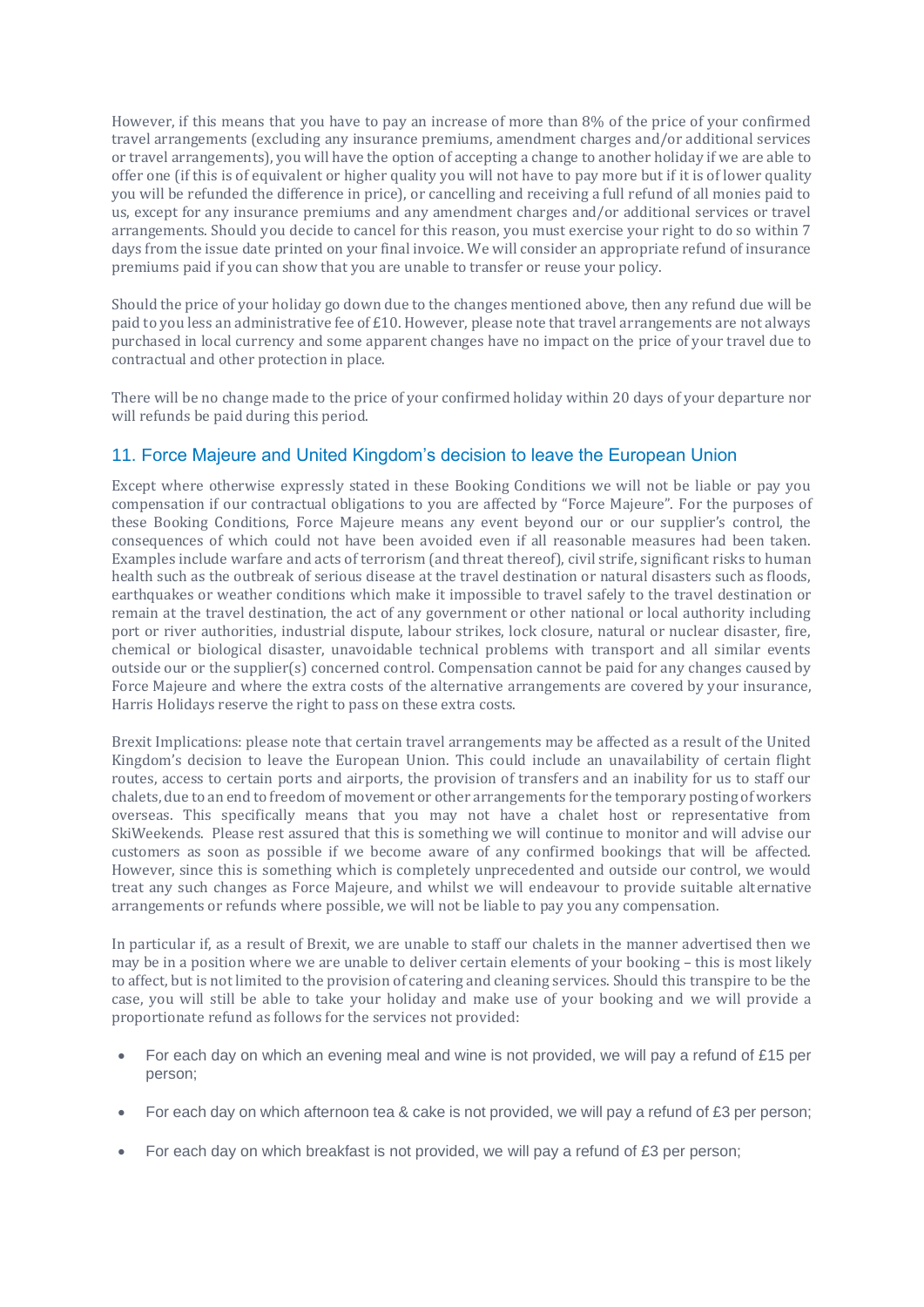However, if this means that you have to pay an increase of more than 8% of the price of your confirmed travel arrangements (excluding any insurance premiums, amendment charges and/or additional services or travel arrangements), you will have the option of accepting a change to another holiday if we are able to offer one (if this is of equivalent or higher quality you will not have to pay more but if it is of lower quality you will be refunded the difference in price), or cancelling and receiving a full refund of all monies paid to us, except for any insurance premiums and any amendment charges and/or additional services or travel arrangements. Should you decide to cancel for this reason, you must exercise your right to do so within 7 days from the issue date printed on your final invoice. We will consider an appropriate refund of insurance premiums paid if you can show that you are unable to transfer or reuse your policy.

Should the price of your holiday go down due to the changes mentioned above, then any refund due will be paid to you less an administrative fee of £10. However, please note that travel arrangements are not always purchased in local currency and some apparent changes have no impact on the price of your travel due to contractual and other protection in place.

There will be no change made to the price of your confirmed holiday within 20 days of your departure nor will refunds be paid during this period.

## 11. Force Majeure and United Kingdom's decision to leave the European Union

Except where otherwise expressly stated in these Booking Conditions we will not be liable or pay you compensation if our contractual obligations to you are affected by "Force Majeure". For the purposes of these Booking Conditions, Force Majeure means any event beyond our or our supplier's control, the consequences of which could not have been avoided even if all reasonable measures had been taken. Examples include warfare and acts of terrorism (and threat thereof), civil strife, significant risks to human health such as the outbreak of serious disease at the travel destination or natural disasters such as floods, earthquakes or weather conditions which make it impossible to travel safely to the travel destination or remain at the travel destination, the act of any government or other national or local authority including port or river authorities, industrial dispute, labour strikes, lock closure, natural or nuclear disaster, fire, chemical or biological disaster, unavoidable technical problems with transport and all similar events outside our or the supplier(s) concerned control. Compensation cannot be paid for any changes caused by Force Majeure and where the extra costs of the alternative arrangements are covered by your insurance, Harris Holidays reserve the right to pass on these extra costs.

Brexit Implications: please note that certain travel arrangements may be affected as a result of the United Kingdom's decision to leave the European Union. This could include an unavailability of certain flight routes, access to certain ports and airports, the provision of transfers and an inability for us to staff our chalets, due to an end to freedom of movement or other arrangements for the temporary posting of workers overseas. This specifically means that you may not have a chalet host or representative from SkiWeekends. Please rest assured that this is something we will continue to monitor and will advise our customers as soon as possible if we become aware of any confirmed bookings that will be affected. However, since this is something which is completely unprecedented and outside our control, we would treat any such changes as Force Majeure, and whilst we will endeavour to provide suitable alternative arrangements or refunds where possible, we will not be liable to pay you any compensation.

In particular if, as a result of Brexit, we are unable to staff our chalets in the manner advertised then we may be in a position where we are unable to deliver certain elements of your booking – this is most likely to affect, but is not limited to the provision of catering and cleaning services. Should this transpire to be the case, you will still be able to take your holiday and make use of your booking and we will provide a proportionate refund as follows for the services not provided:

- For each day on which an evening meal and wine is not provided, we will pay a refund of £15 per person;
- For each day on which afternoon tea & cake is not provided, we will pay a refund of £3 per person;
- For each day on which breakfast is not provided, we will pay a refund of £3 per person;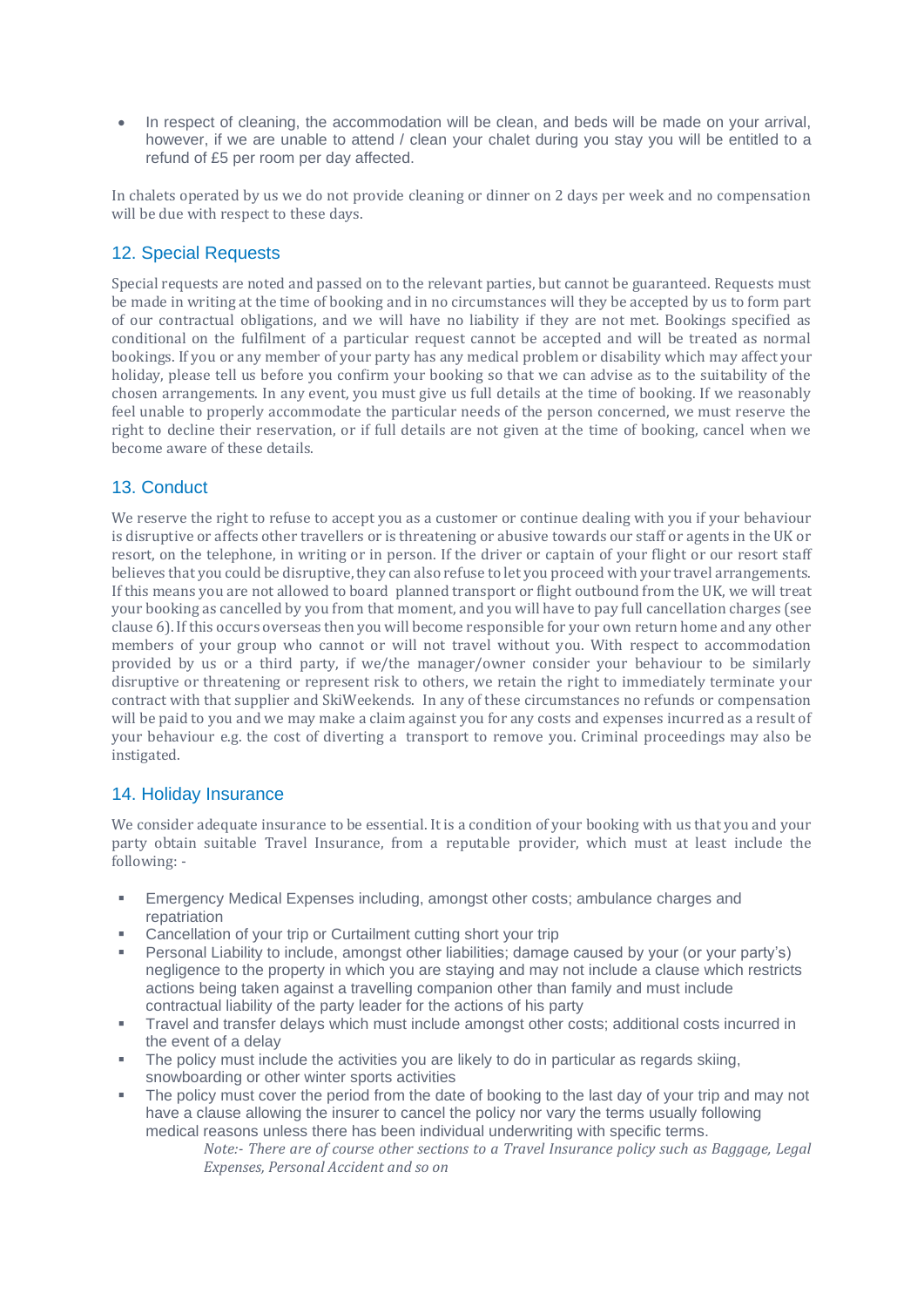- In respect of cleaning, the accommodation will be clean, and beds will be made on your arrival, however, if we are unable to attend / clean your chalet during you stay you will be entitled to a refund of £5 per room per day affected.

In chalets operated by us we do not provide cleaning or dinner on 2 days per week and no compensation will be due with respect to these days.

## 12. Special Requests

Special requests are noted and passed on to the relevant parties, but cannot be guaranteed. Requests must be made in writing at the time of booking and in no circumstances will they be accepted by us to form part of our contractual obligations, and we will have no liability if they are not met. Bookings specified as conditional on the fulfilment of a particular request cannot be accepted and will be treated as normal bookings. If you or any member of your party has any medical problem or disability which may affect your holiday, please tell us before you confirm your booking so that we can advise as to the suitability of the chosen arrangements. In any event, you must give us full details at the time of booking. If we reasonably feel unable to properly accommodate the particular needs of the person concerned, we must reserve the right to decline their reservation, or if full details are not given at the time of booking, cancel when we become aware of these details.

## 13. Conduct

We reserve the right to refuse to accept you as a customer or continue dealing with you if your behaviour is disruptive or affects other travellers or is threatening or abusive towards our staff or agents in the UK or resort, on the telephone, in writing or in person. If the driver or captain of your flight or our resort staff believes that you could be disruptive, they can also refuse to let you proceed with your travel arrangements. If this means you are not allowed to board planned transport or flight outbound from the UK, we will treat your booking as cancelled by you from that moment, and you will have to pay full cancellation charges (see clause 6). If this occurs overseas then you will become responsible for your own return home and any other members of your group who cannot or will not travel without you. With respect to accommodation provided by us or a third party, if we/the manager/owner consider your behaviour to be similarly disruptive or threatening or represent risk to others, we retain the right to immediately terminate your contract with that supplier and SkiWeekends. In any of these circumstances no refunds or compensation will be paid to you and we may make a claim against you for any costs and expenses incurred as a result of your behaviour e.g. the cost of diverting a transport to remove you. Criminal proceedings may also be instigated.

## 14. Holiday Insurance

We consider adequate insurance to be essential. It is a condition of your booking with us that you and your party obtain suitable Travel Insurance, from a reputable provider, which must at least include the following: -

- Emergency Medical Expenses including, amongst other costs; ambulance charges and repatriation
- Cancellation of your trip or Curtailment cutting short your trip
- Personal Liability to include, amongst other liabilities; damage caused by your (or your party's) negligence to the property in which you are staying and may not include a clause which restricts actions being taken against a travelling companion other than family and must include contractual liability of the party leader for the actions of his party
- Travel and transfer delays which must include amongst other costs; additional costs incurred in the event of a delay
- The policy must include the activities you are likely to do in particular as regards skiing, snowboarding or other winter sports activities
- The policy must cover the period from the date of booking to the last day of your trip and may not have a clause allowing the insurer to cancel the policy nor vary the terms usually following medical reasons unless there has been individual underwriting with specific terms.

    *Note:- There are of course other sections to a Travel Insurance policy such as Baggage, Legal Expenses, Personal Accident and so on*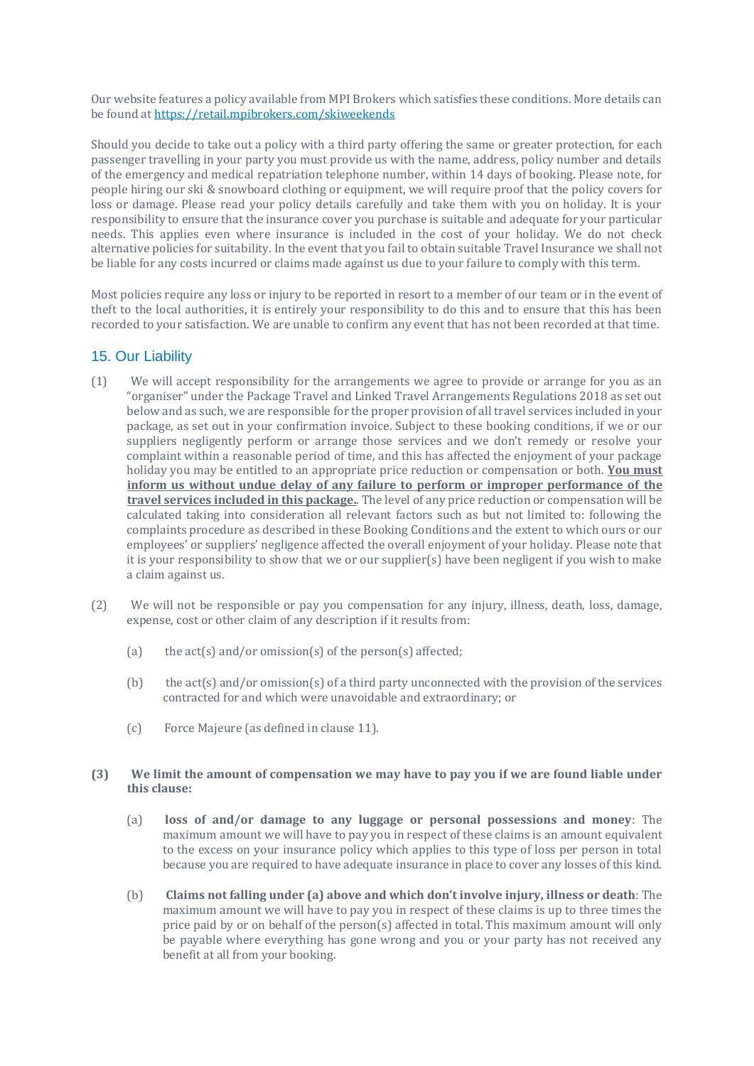Our website features a policy available from MPI Brokers which satisfies these conditions. More details can be found at [https://retail.mpibrokers.com/skiweekends](https://retail.mpibrokers.com/skiweekends)

Should you decide to take out a policy with a third party offering the same or greater protection, for each passenger travelling in your party you must provide us with the name, address, policy number and details of the emergency and medical repatriation telephone number, within 14 days of booking. Please note, for people hiring our ski & snowboard clothing or equipment, we will require proof that the policy covers for loss or damage. Please read your policy details carefully and take them with you on holiday. It is your responsibility to ensure that the insurance cover you purchase is suitable and adequate for your particular needs. This applies even where insurance is included in the cost of your holiday. We do not check alternative policies for suitability. In the event that you fail to obtain suitable Travel Insurance we shall not be liable for any costs incurred or claims made against us due to your failure to comply with this term.

Most policies require any loss or injury to be reported in resort to a member of our team or in the event of theft to the local authorities, it is entirely your responsibility to do this and to ensure that this has been recorded to your satisfaction. We are unable to confirm any event that has not been recorded at that time.

## 15. Our Liability

(1) We will accept responsibility for the arrangements we agree to provide or arrange for you as an "organiser" under the Package Travel and Linked Travel Arrangements Regulations 2018 as set out below and as such, we are responsible for the proper provision of all travel services included in your package, as set out in your confirmation invoice. Subject to these booking conditions, if we or our suppliers negligently perform or arrange those services and we don't remedy or resolve your complaint within a reasonable period of time, and this has affected the enjoyment of your package holiday you may be entitled to an appropriate price reduction or compensation or both. **You must inform us without undue delay of any failure to perform or improper performance of the travel services included in this package.**. The level of any price reduction or compensation will be calculated taking into consideration all relevant factors such as but not limited to: following the complaints procedure as described in these Booking Conditions and the extent to which ours or our employees' or suppliers' negligence affected the overall enjoyment of your holiday. Please note that it is your responsibility to show that we or our supplier(s) have been negligent if you wish to make a claim against us.

(2) We will not be responsible or pay you compensation for any injury, illness, death, loss, damage, expense, cost or other claim of any description if it results from:

(a) the act(s) and/or omission(s) of the person(s) affected;

(b) the act(s) and/or omission(s) of a third party unconnected with the provision of the services contracted for and which were unavoidable and extraordinary; or

(c) Force Majeure (as defined in clause 11).

**(3) We limit the amount of compensation we may have to pay you if we are found liable under this clause:**

(a) **loss of and/or damage to any luggage or personal possessions and money**: The maximum amount we will have to pay you in respect of these claims is an amount equivalent to the excess on your insurance policy which applies to this type of loss per person in total because you are required to have adequate insurance in place to cover any losses of this kind.

(b) **Claims not falling under (a) above and which don't involve injury, illness or death**: The maximum amount we will have to pay you in respect of these claims is up to three times the price paid by or on behalf of the person(s) affected in total. This maximum amount will only be payable where everything has gone wrong and you or your party has not received any benefit at all from your booking.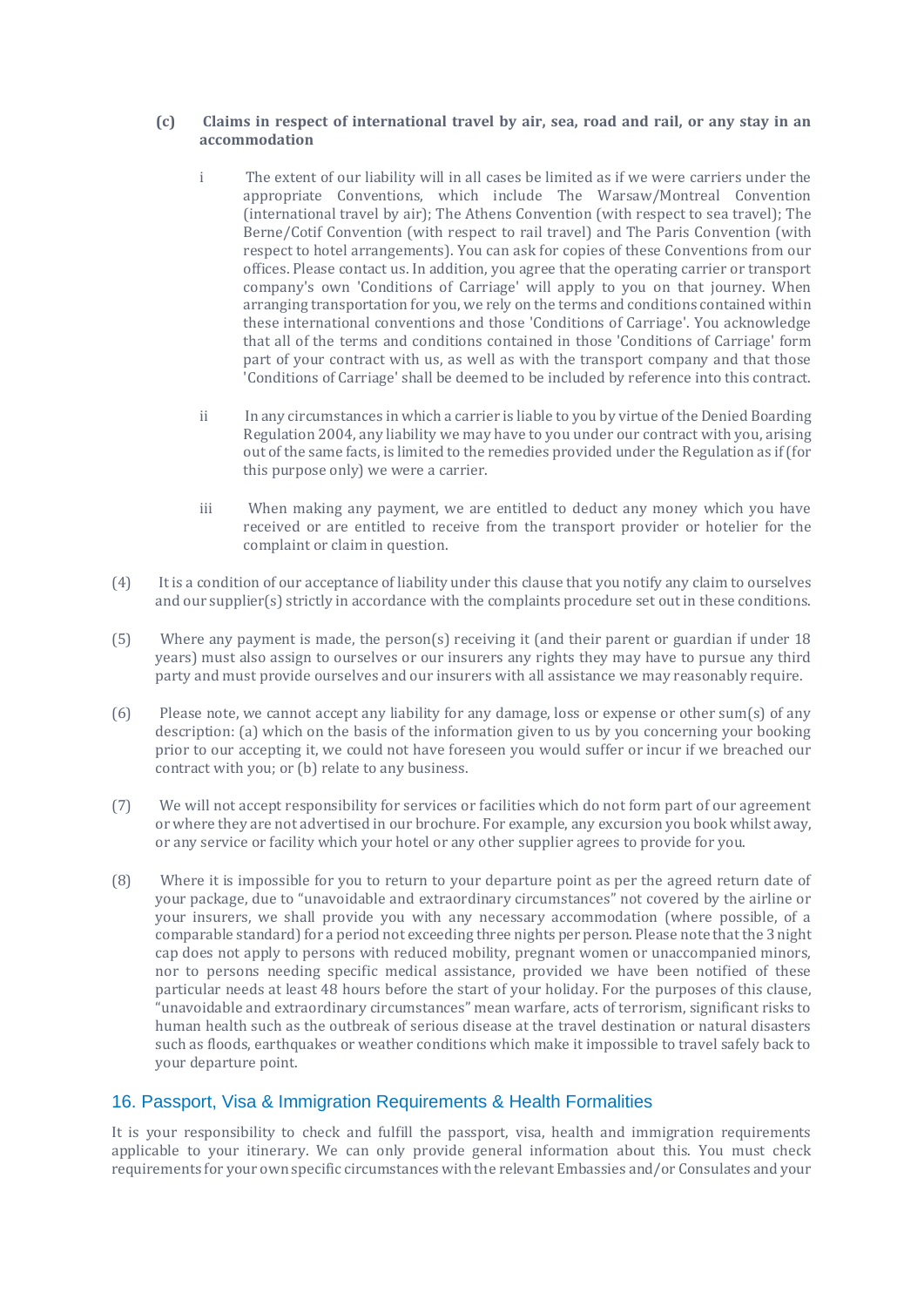**(c) Claims in respect of international travel by air, sea, road and rail, or any stay in an accommodation**

i The extent of our liability will in all cases be limited as if we were carriers under the appropriate Conventions, which include The Warsaw/Montreal Convention (international travel by air); The Athens Convention (with respect to sea travel); The Berne/Cotif Convention (with respect to rail travel) and The Paris Convention (with respect to hotel arrangements). You can ask for copies of these Conventions from our offices. Please contact us. In addition, you agree that the operating carrier or transport company's own 'Conditions of Carriage' will apply to you on that journey. When arranging transportation for you, we rely on the terms and conditions contained within these international conventions and those 'Conditions of Carriage'. You acknowledge that all of the terms and conditions contained in those 'Conditions of Carriage' form part of your contract with us, as well as with the transport company and that those 'Conditions of Carriage' shall be deemed to be included by reference into this contract.

ii In any circumstances in which a carrier is liable to you by virtue of the Denied Boarding Regulation 2004, any liability we may have to you under our contract with you, arising out of the same facts, is limited to the remedies provided under the Regulation as if (for this purpose only) we were a carrier.

iii When making any payment, we are entitled to deduct any money which you have received or are entitled to receive from the transport provider or hotelier for the complaint or claim in question.

(4) It is a condition of our acceptance of liability under this clause that you notify any claim to ourselves and our supplier(s) strictly in accordance with the complaints procedure set out in these conditions.

(5) Where any payment is made, the person(s) receiving it (and their parent or guardian if under 18 years) must also assign to ourselves or our insurers any rights they may have to pursue any third party and must provide ourselves and our insurers with all assistance we may reasonably require.

(6) Please note, we cannot accept any liability for any damage, loss or expense or other sum(s) of any description: (a) which on the basis of the information given to us by you concerning your booking prior to our accepting it, we could not have foreseen you would suffer or incur if we breached our contract with you; or (b) relate to any business.

(7) We will not accept responsibility for services or facilities which do not form part of our agreement or where they are not advertised in our brochure. For example, any excursion you book whilst away, or any service or facility which your hotel or any other supplier agrees to provide for you.

(8) Where it is impossible for you to return to your departure point as per the agreed return date of your package, due to "unavoidable and extraordinary circumstances" not covered by the airline or your insurers, we shall provide you with any necessary accommodation (where possible, of a comparable standard) for a period not exceeding three nights per person. Please note that the 3 night cap does not apply to persons with reduced mobility, pregnant women or unaccompanied minors, nor to persons needing specific medical assistance, provided we have been notified of these particular needs at least 48 hours before the start of your holiday. For the purposes of this clause, "unavoidable and extraordinary circumstances" mean warfare, acts of terrorism, significant risks to human health such as the outbreak of serious disease at the travel destination or natural disasters such as floods, earthquakes or weather conditions which make it impossible to travel safely back to your departure point.

## 16. Passport, Visa & Immigration Requirements & Health Formalities

It is your responsibility to check and fulfill the passport, visa, health and immigration requirements applicable to your itinerary. We can only provide general information about this. You must check requirements for your own specific circumstances with the relevant Embassies and/or Consulates and your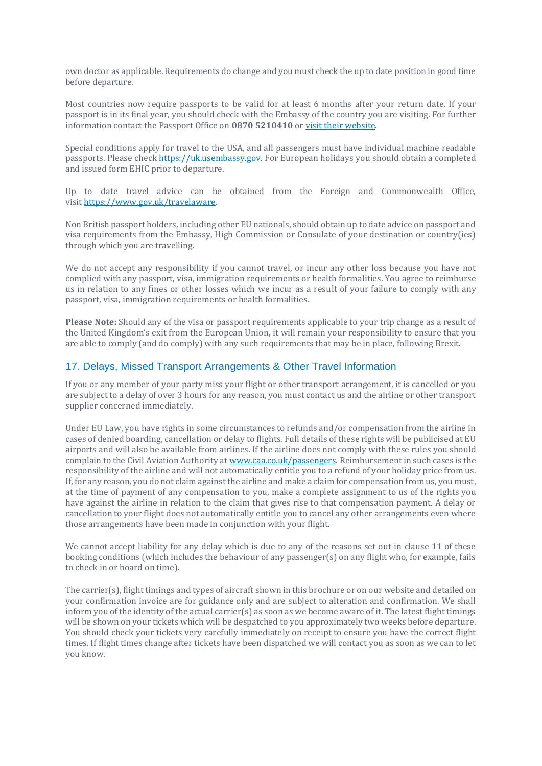own doctor as applicable. Requirements do change and you must check the up to date position in good time before departure.

Most countries now require passports to be valid for at least 6 months after your return date. If your passport is in its final year, you should check with the Embassy of the country you are visiting. For further information contact the Passport Office on **0870 5210410** or visit their website.

Special conditions apply for travel to the USA, and all passengers must have individual machine readable passports. Please check https://uk.usembassy.gov. For European holidays you should obtain a completed and issued form EHIC prior to departure.

Up to date travel advice can be obtained from the Foreign and Commonwealth Office, visit https://www.gov.uk/travelaware.

Non British passport holders, including other EU nationals, should obtain up to date advice on passport and visa requirements from the Embassy, High Commission or Consulate of your destination or country(ies) through which you are travelling.

We do not accept any responsibility if you cannot travel, or incur any other loss because you have not complied with any passport, visa, immigration requirements or health formalities. You agree to reimburse us in relation to any fines or other losses which we incur as a result of your failure to comply with any passport, visa, immigration requirements or health formalities.

**Please Note:** Should any of the visa or passport requirements applicable to your trip change as a result of the United Kingdom's exit from the European Union, it will remain your responsibility to ensure that you are able to comply (and do comply) with any such requirements that may be in place, following Brexit.

## 17. Delays, Missed Transport Arrangements & Other Travel Information

If you or any member of your party miss your flight or other transport arrangement, it is cancelled or you are subject to a delay of over 3 hours for any reason, you must contact us and the airline or other transport supplier concerned immediately.

Under EU Law, you have rights in some circumstances to refunds and/or compensation from the airline in cases of denied boarding, cancellation or delay to flights. Full details of these rights will be publicised at EU airports and will also be available from airlines. If the airline does not comply with these rules you should complain to the Civil Aviation Authority at www.caa.co.uk/passengers. Reimbursement in such cases is the responsibility of the airline and will not automatically entitle you to a refund of your holiday price from us. If, for any reason, you do not claim against the airline and make a claim for compensation from us, you must, at the time of payment of any compensation to you, make a complete assignment to us of the rights you have against the airline in relation to the claim that gives rise to that compensation payment. A delay or cancellation to your flight does not automatically entitle you to cancel any other arrangements even where those arrangements have been made in conjunction with your flight.

We cannot accept liability for any delay which is due to any of the reasons set out in clause 11 of these booking conditions (which includes the behaviour of any passenger(s) on any flight who, for example, fails to check in or board on time).

The carrier(s), flight timings and types of aircraft shown in this brochure or on our website and detailed on your confirmation invoice are for guidance only and are subject to alteration and confirmation. We shall inform you of the identity of the actual carrier(s) as soon as we become aware of it. The latest flight timings will be shown on your tickets which will be despatched to you approximately two weeks before departure. You should check your tickets very carefully immediately on receipt to ensure you have the correct flight times. If flight times change after tickets have been dispatched we will contact you as soon as we can to let you know.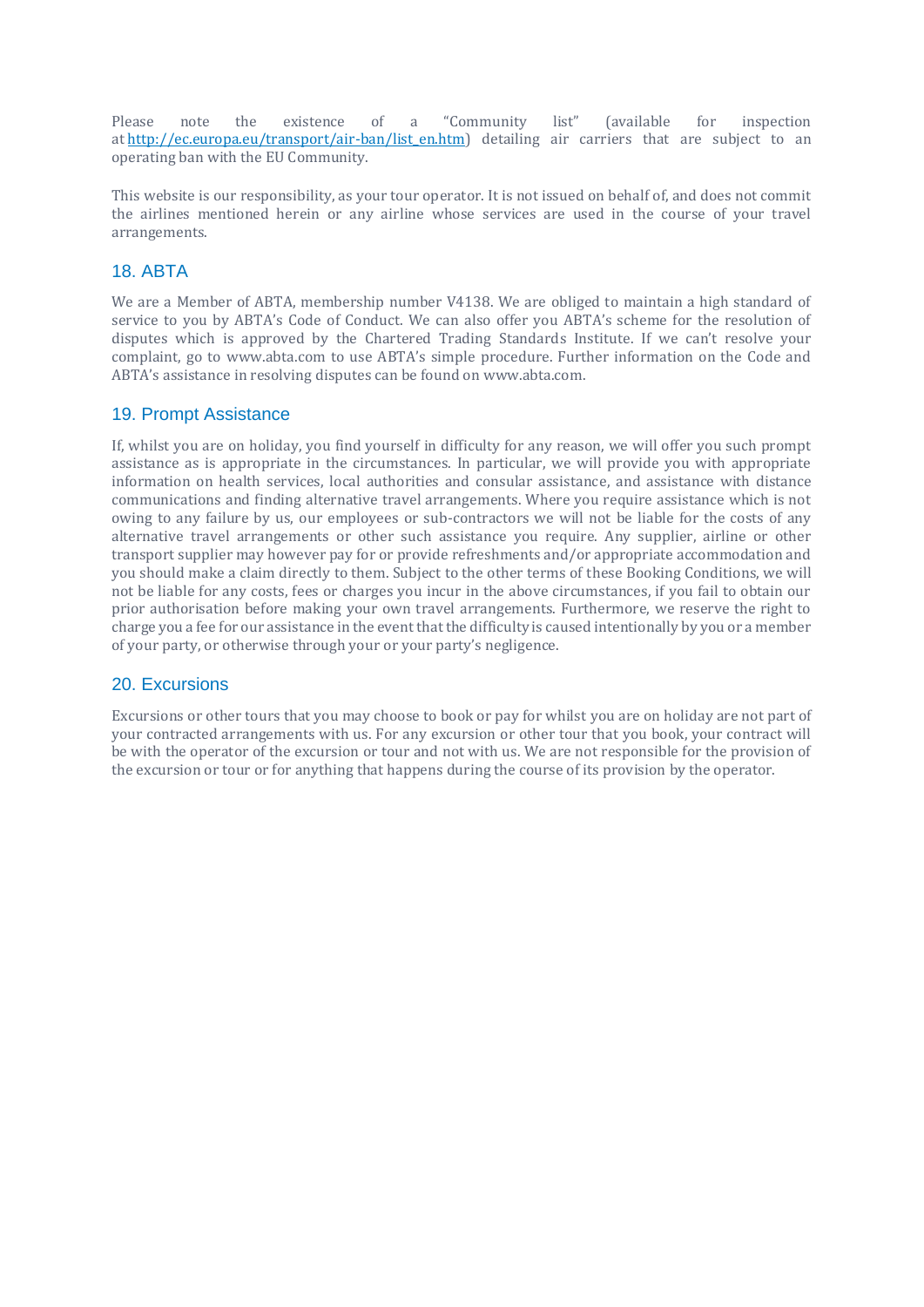Please note the existence of a "Community list" (available for inspection at [http://ec.europa.eu/transport/air-ban/list_en.htm](http://ec.europa.eu/transport/air-ban/list_en.htm)) detailing air carriers that are subject to an operating ban with the EU Community.

This website is our responsibility, as your tour operator. It is not issued on behalf of, and does not commit the airlines mentioned herein or any airline whose services are used in the course of your travel arrangements.

## 18. ABTA

We are a Member of ABTA, membership number V4138. We are obliged to maintain a high standard of service to you by ABTA's Code of Conduct. We can also offer you ABTA's scheme for the resolution of disputes which is approved by the Chartered Trading Standards Institute. If we can't resolve your complaint, go to www.abta.com to use ABTA's simple procedure. Further information on the Code and ABTA's assistance in resolving disputes can be found on www.abta.com.

## 19. Prompt Assistance

If, whilst you are on holiday, you find yourself in difficulty for any reason, we will offer you such prompt assistance as is appropriate in the circumstances. In particular, we will provide you with appropriate information on health services, local authorities and consular assistance, and assistance with distance communications and finding alternative travel arrangements. Where you require assistance which is not owing to any failure by us, our employees or sub-contractors we will not be liable for the costs of any alternative travel arrangements or other such assistance you require. Any supplier, airline or other transport supplier may however pay for or provide refreshments and/or appropriate accommodation and you should make a claim directly to them. Subject to the other terms of these Booking Conditions, we will not be liable for any costs, fees or charges you incur in the above circumstances, if you fail to obtain our prior authorisation before making your own travel arrangements. Furthermore, we reserve the right to charge you a fee for our assistance in the event that the difficulty is caused intentionally by you or a member of your party, or otherwise through your or your party's negligence.

## 20. Excursions

Excursions or other tours that you may choose to book or pay for whilst you are on holiday are not part of your contracted arrangements with us. For any excursion or other tour that you book, your contract will be with the operator of the excursion or tour and not with us. We are not responsible for the provision of the excursion or tour or for anything that happens during the course of its provision by the operator.